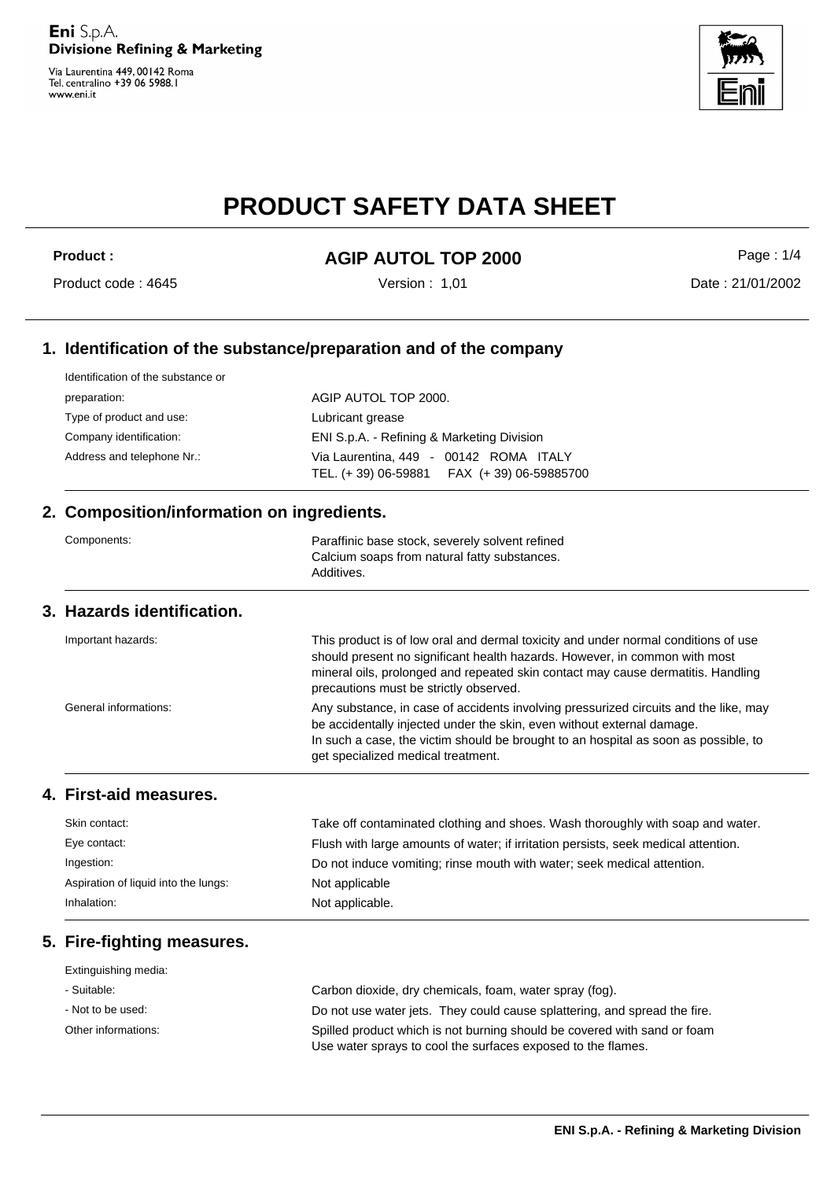# PRODUCT SAFETY DATA SHEET

| **Product :** | **AGIP AUTOL TOP 2000** | Page : 1/4 |
|---|---|---|
| Product code : 4645 | Version : 1,01 | Date : 21/01/2002 |

## 1. Identification of the substance/preparation and of the company

| | |
|---|---|
| Identification of the substance or preparation: | AGIP AUTOL TOP 2000. |
| Type of product and use: | Lubricant grease |
| Company identification: | ENI S.p.A. - Refining & Marketing Division |
| Address and telephone Nr.: | Via Laurentina, 449 - 00142 ROMA ITALY<br>TEL. (+ 39) 06-59881 FAX (+ 39) 06-59885700 |

## 2. Composition/information on ingredients.

| | |
|---|---|
| Components: | Paraffinic base stock, severely solvent refined<br>Calcium soaps from natural fatty substances.<br>Additives. |

## 3. Hazards identification.

| | |
|---|---|
| Important hazards: | This product is of low oral and dermal toxicity and under normal conditions of use should present no significant health hazards. However, in common with most mineral oils, prolonged and repeated skin contact may cause dermatitis. Handling precautions must be strictly observed. |
| General informations: | Any substance, in case of accidents involving pressurized circuits and the like, may be accidentally injected under the skin, even without external damage.<br>In such a case, the victim should be brought to an hospital as soon as possible, to get specialized medical treatment. |

## 4. First-aid measures.

| | |
|---|---|
| Skin contact: | Take off contaminated clothing and shoes. Wash thoroughly with soap and water. |
| Eye contact: | Flush with large amounts of water; if irritation persists, seek medical attention. |
| Ingestion: | Do not induce vomiting; rinse mouth with water; seek medical attention. |
| Aspiration of liquid into the lungs: | Not applicable |
| Inhalation: | Not applicable. |

## 5. Fire-fighting measures.

| | |
|---|---|
| Extinguishing media: | |
| - Suitable: | Carbon dioxide, dry chemicals, foam, water spray (fog). |
| - Not to be used: | Do not use water jets. They could cause splattering, and spread the fire. |
| Other informations: | Spilled product which is not burning should be covered with sand or foam<br>Use water sprays to cool the surfaces exposed to the flames. |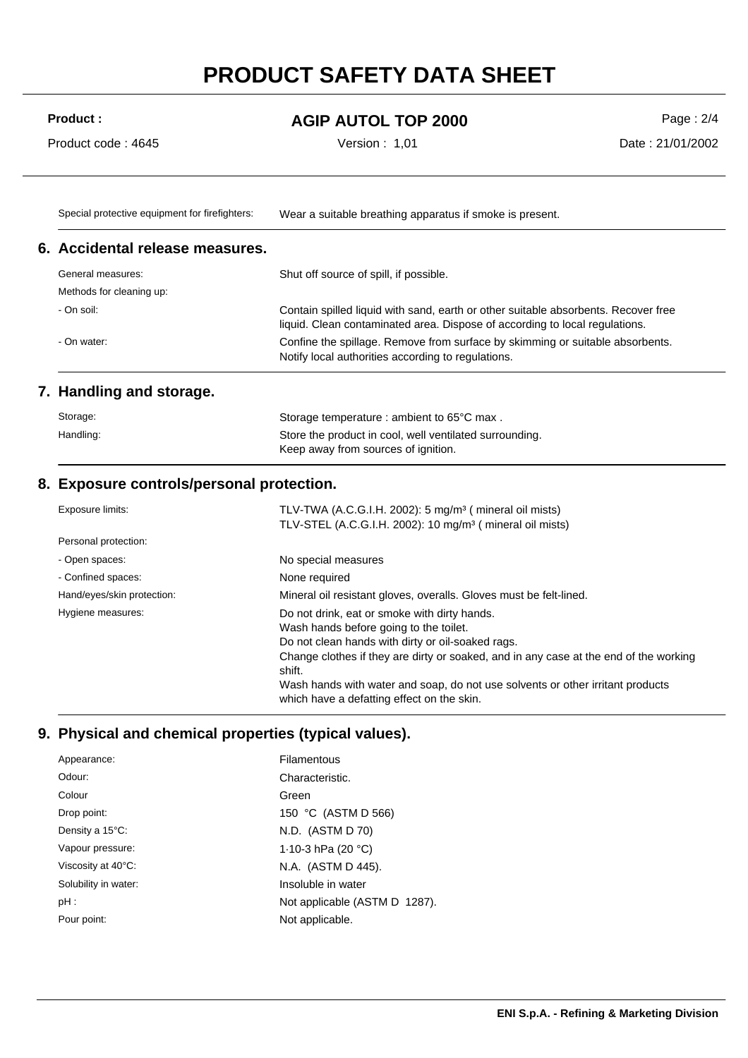| | |
|---|---|
| Special protective equipment for firefighters: | Wear a suitable breathing apparatus if smoke is present. |

## 6. Accidental release measures.

| | |
|---|---|
| General measures: | Shut off source of spill, if possible. |
| Methods for cleaning up: | |
| - On soil: | Contain spilled liquid with sand, earth or other suitable absorbents. Recover free liquid. Clean contaminated area. Dispose of according to local regulations. |
| - On water: | Confine the spillage. Remove from surface by skimming or suitable absorbents. Notify local authorities according to regulations. |

## 7. Handling and storage.

| | |
|---|---|
| Storage: | Storage temperature : ambient to 65°C max . |
| Handling: | Store the product in cool, well ventilated surrounding.<br>Keep away from sources of ignition. |

## 8. Exposure controls/personal protection.

| | |
|---|---|
| Exposure limits: | TLV-TWA (A.C.G.I.H. 2002): 5 mg/m³ ( mineral oil mists)<br>TLV-STEL (A.C.G.I.H. 2002): 10 mg/m³ ( mineral oil mists) |
| Personal protection: | |
| - Open spaces: | No special measures |
| - Confined spaces: | None required |
| Hand/eyes/skin protection: | Mineral oil resistant gloves, overalls. Gloves must be felt-lined. |
| Hygiene measures: | Do not drink, eat or smoke with dirty hands.<br>Wash hands before going to the toilet.<br>Do not clean hands with dirty or oil-soaked rags.<br>Change clothes if they are dirty or soaked, and in any case at the end of the working shift.<br>Wash hands with water and soap, do not use solvents or other irritant products which have a defatting effect on the skin. |

## 9. Physical and chemical properties (typical values).

| | |
|---|---|
| Appearance: | Filamentous |
| Odour: | Characteristic. |
| Colour | Green |
| Drop point: | 150 °C (ASTM D 566) |
| Density a 15°C: | N.D. (ASTM D 70) |
| Vapour pressure: | $1 \cdot 10^{-3}$ hPa (20 °C) |
| Viscosity at 40°C: | N.A. (ASTM D 445). |
| Solubility in water: | Insoluble in water |
| pH : | Not applicable (ASTM D 1287). |
| Pour point: | Not applicable. |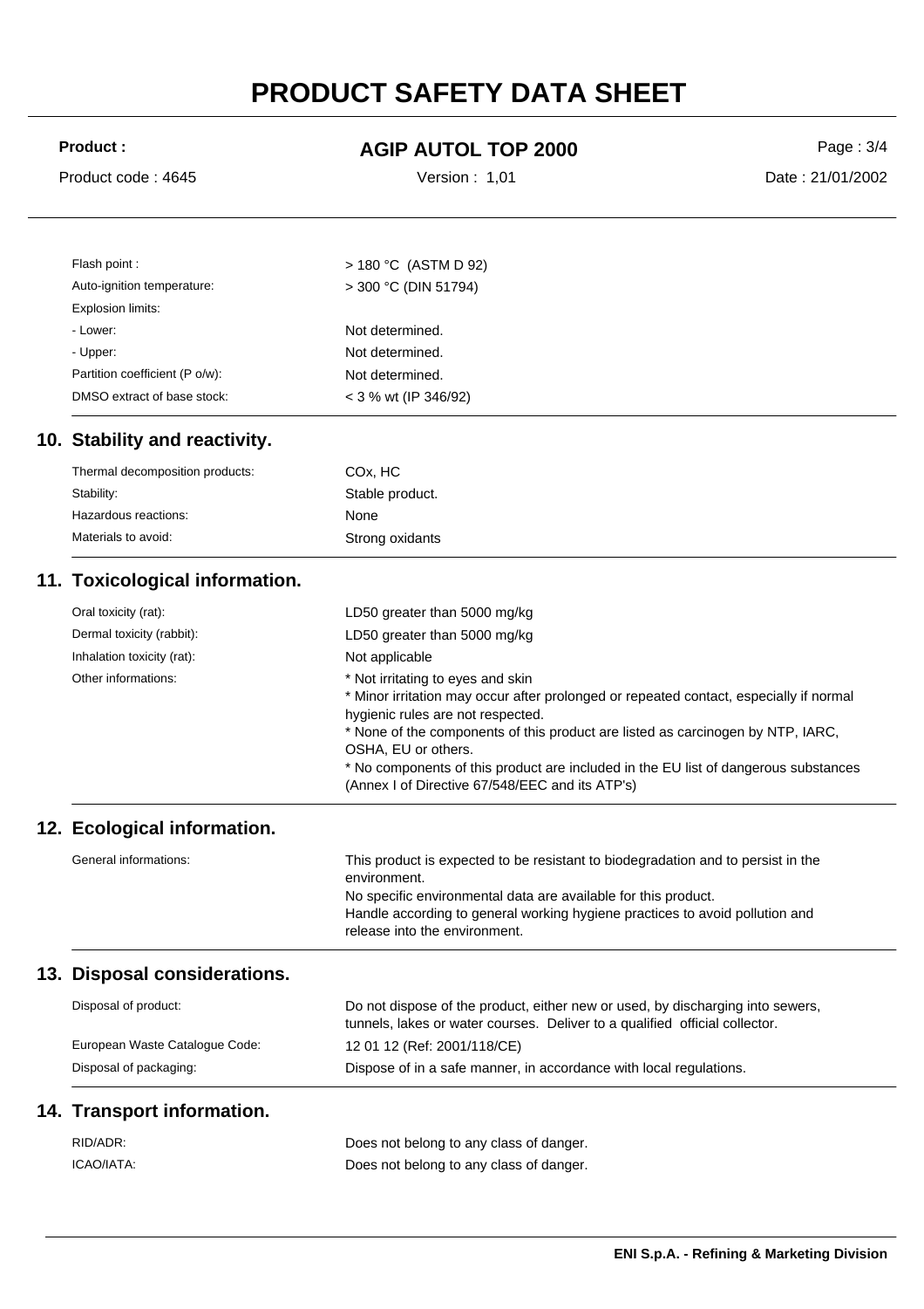| | |
|---|---|
| Flash point : | > 180 °C (ASTM D 92) |
| Auto-ignition temperature: | > 300 °C (DIN 51794) |
| Explosion limits: | |
| - Lower: | Not determined. |
| - Upper: | Not determined. |
| Partition coefficient (P o/w): | Not determined. |
| DMSO extract of base stock: | < 3 % wt (IP 346/92) |

## 10. Stability and reactivity.

| | |
|---|---|
| Thermal decomposition products: | $CO_x$, HC |
| Stability: | Stable product. |
| Hazardous reactions: | None |
| Materials to avoid: | Strong oxidants |

## 11. Toxicological information.

| | |
|---|---|
| Oral toxicity (rat): | LD50 greater than 5000 mg/kg |
| Dermal toxicity (rabbit): | LD50 greater than 5000 mg/kg |
| Inhalation toxicity (rat): | Not applicable |
| Other informations: | * Not irritating to eyes and skin<br>* Minor irritation may occur after prolonged or repeated contact, especially if normal hygienic rules are not respected.<br>* None of the components of this product are listed as carcinogen by NTP, IARC, OSHA, EU or others.<br>* No components of this product are included in the EU list of dangerous substances (Annex I of Directive 67/548/EEC and its ATP's) |

## 12. Ecological information.

| | |
|---|---|
| General informations: | This product is expected to be resistant to biodegradation and to persist in the environment.<br>No specific environmental data are available for this product.<br>Handle according to general working hygiene practices to avoid pollution and release into the environment. |

## 13. Disposal considerations.

| | |
|---|---|
| Disposal of product: | Do not dispose of the product, either new or used, by discharging into sewers, tunnels, lakes or water courses. Deliver to a qualified official collector. |
| European Waste Catalogue Code: | 12 01 12 (Ref: 2001/118/CE) |
| Disposal of packaging: | Dispose of in a safe manner, in accordance with local regulations. |

## 14. Transport information.

| | |
|---|---|
| RID/ADR: | Does not belong to any class of danger. |
| ICAO/IATA: | Does not belong to any class of danger. |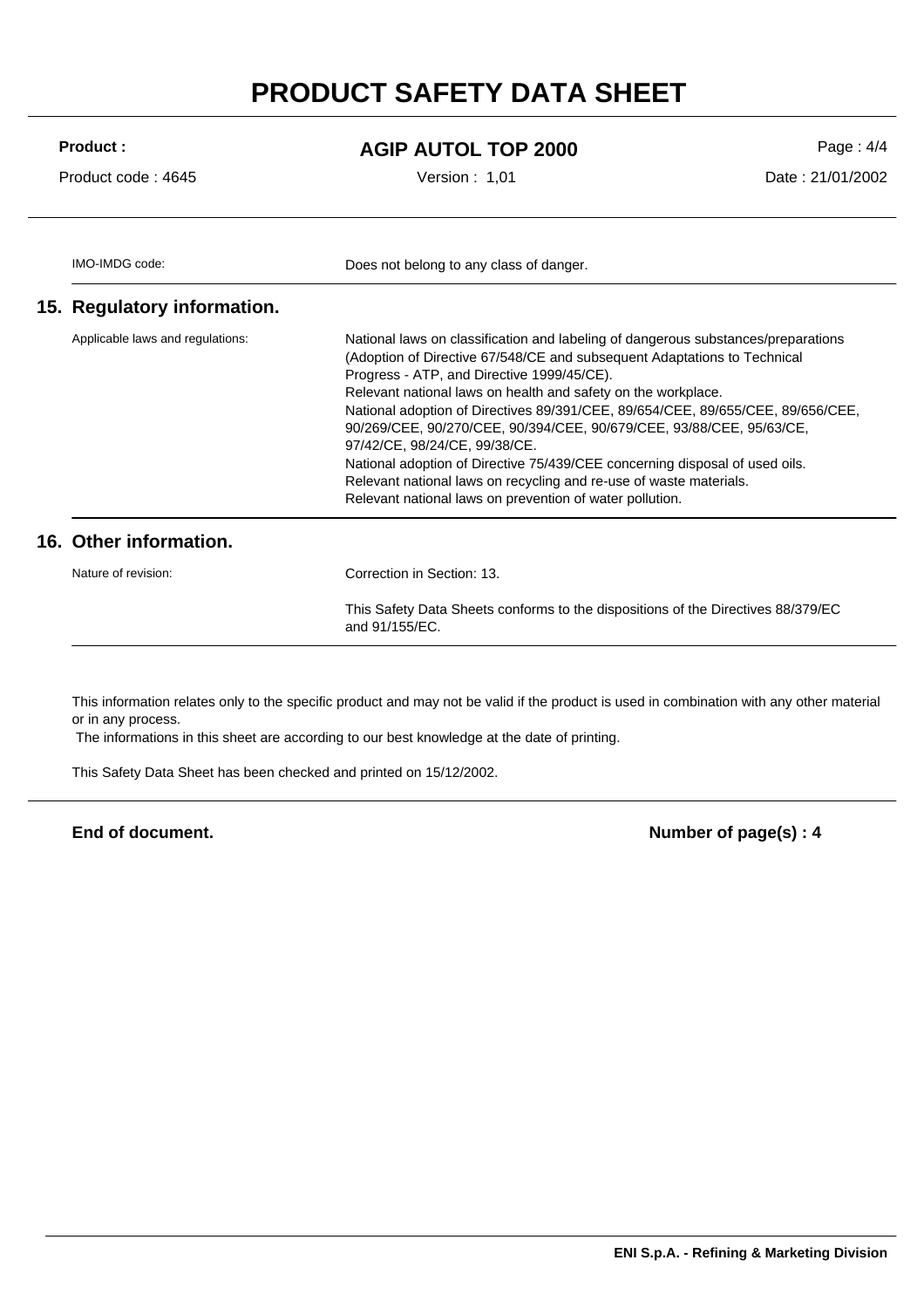| | |
|---|---|
| IMO-IMDG code: | Does not belong to any class of danger. |

## 15. Regulatory information.

| | |
|---|---|
| Applicable laws and regulations: | National laws on classification and labeling of dangerous substances/preparations (Adoption of Directive 67/548/CE and subsequent Adaptations to Technical Progress - ATP, and Directive 1999/45/CE).<br>Relevant national laws on health and safety on the workplace.<br>National adoption of Directives 89/391/CEE, 89/654/CEE, 89/655/CEE, 89/656/CEE, 90/269/CEE, 90/270/CEE, 90/394/CEE, 90/679/CEE, 93/88/CEE, 95/63/CE, 97/42/CE, 98/24/CE, 99/38/CE.<br>National adoption of Directive 75/439/CEE concerning disposal of used oils.<br>Relevant national laws on recycling and re-use of waste materials.<br>Relevant national laws on prevention of water pollution. |

## 16. Other information.

| | |
|---|---|
| Nature of revision: | Correction in Section: 13. |
| | This Safety Data Sheets conforms to the dispositions of the Directives 88/379/EC and 91/155/EC. |

This information relates only to the specific product and may not be valid if the product is used in combination with any other material or in any process.
The informations in this sheet are according to our best knowledge at the date of printing.

This Safety Data Sheet has been checked and printed on 15/12/2002.

**End of document.** **Number of page(s) : 4**